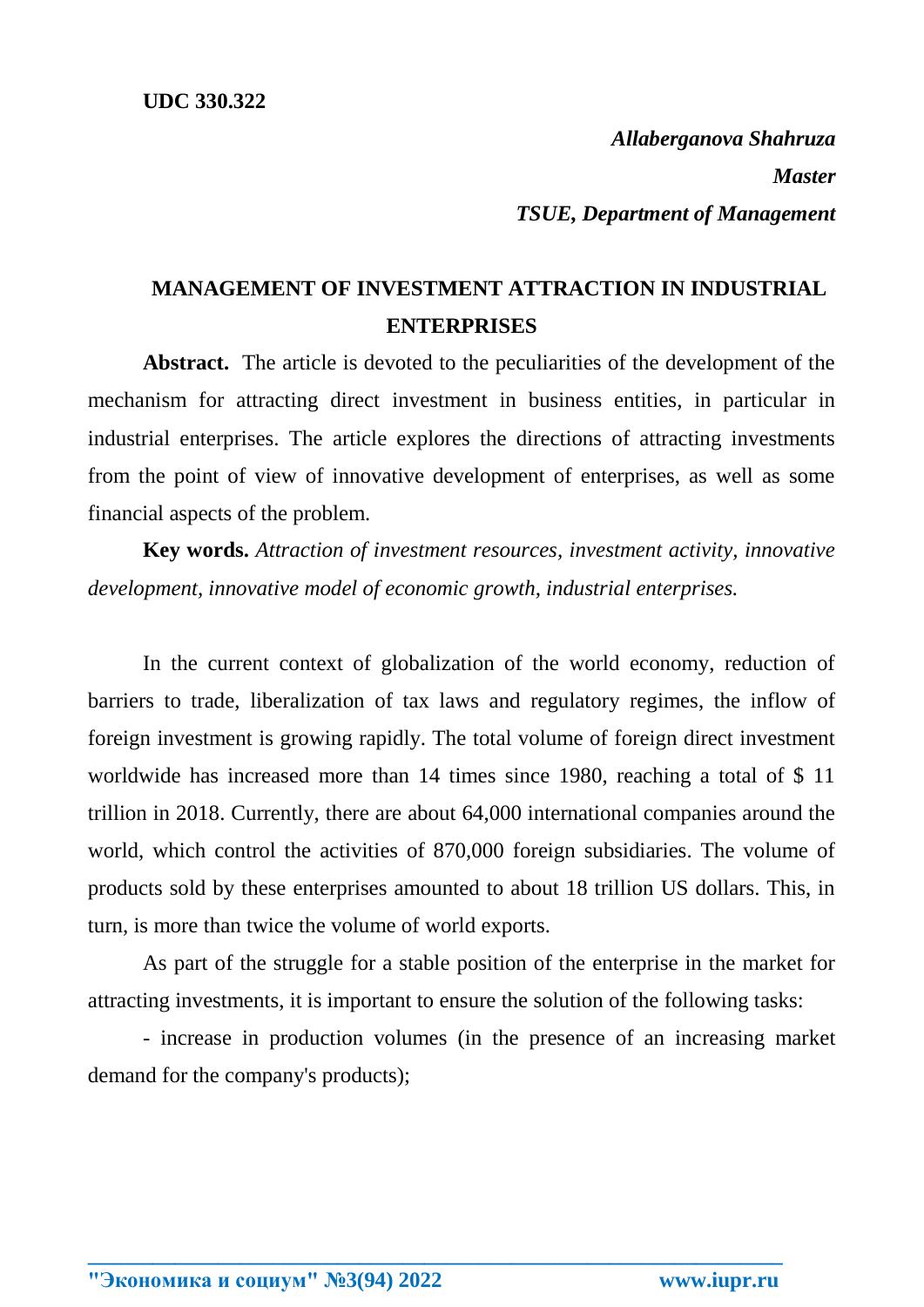**UDC 330.322**

***Allaberganova Shahruza***
***Master***
***TSUE, Department of Management***

# MANAGEMENT OF INVESTMENT ATTRACTION IN INDUSTRIAL ENTERPRISES

**Abstract.** The article is devoted to the peculiarities of the development of the mechanism for attracting direct investment in business entities, in particular in industrial enterprises. The article explores the directions of attracting investments from the point of view of innovative development of enterprises, as well as some financial aspects of the problem.

**Key words.** *Attraction of investment resources, investment activity, innovative development, innovative model of economic growth, industrial enterprises.*

In the current context of globalization of the world economy, reduction of barriers to trade, liberalization of tax laws and regulatory regimes, the inflow of foreign investment is growing rapidly. The total volume of foreign direct investment worldwide has increased more than 14 times since 1980, reaching a total of $ 11 trillion in 2018. Currently, there are about 64,000 international companies around the world, which control the activities of 870,000 foreign subsidiaries. The volume of products sold by these enterprises amounted to about 18 trillion US dollars. This, in turn, is more than twice the volume of world exports.

As part of the struggle for a stable position of the enterprise in the market for attracting investments, it is important to ensure the solution of the following tasks:

- increase in production volumes (in the presence of an increasing market demand for the company's products);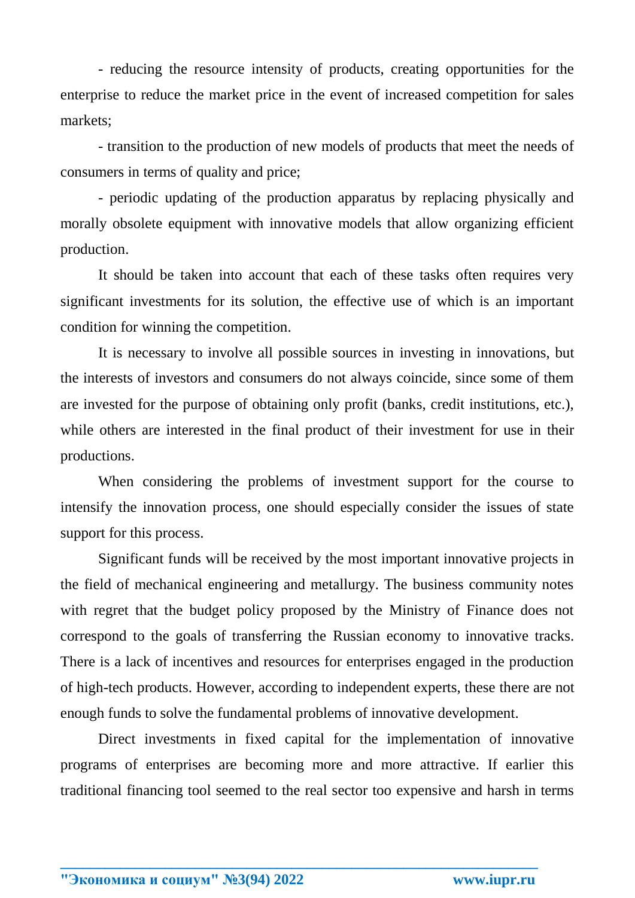- reducing the resource intensity of products, creating opportunities for the enterprise to reduce the market price in the event of increased competition for sales markets;

- transition to the production of new models of products that meet the needs of consumers in terms of quality and price;

- periodic updating of the production apparatus by replacing physically and morally obsolete equipment with innovative models that allow organizing efficient production.

It should be taken into account that each of these tasks often requires very significant investments for its solution, the effective use of which is an important condition for winning the competition.

It is necessary to involve all possible sources in investing in innovations, but the interests of investors and consumers do not always coincide, since some of them are invested for the purpose of obtaining only profit (banks, credit institutions, etc.), while others are interested in the final product of their investment for use in their productions.

When considering the problems of investment support for the course to intensify the innovation process, one should especially consider the issues of state support for this process.

Significant funds will be received by the most important innovative projects in the field of mechanical engineering and metallurgy. The business community notes with regret that the budget policy proposed by the Ministry of Finance does not correspond to the goals of transferring the Russian economy to innovative tracks. There is a lack of incentives and resources for enterprises engaged in the production of high-tech products. However, according to independent experts, these there are not enough funds to solve the fundamental problems of innovative development.

Direct investments in fixed capital for the implementation of innovative programs of enterprises are becoming more and more attractive. If earlier this traditional financing tool seemed to the real sector too expensive and harsh in terms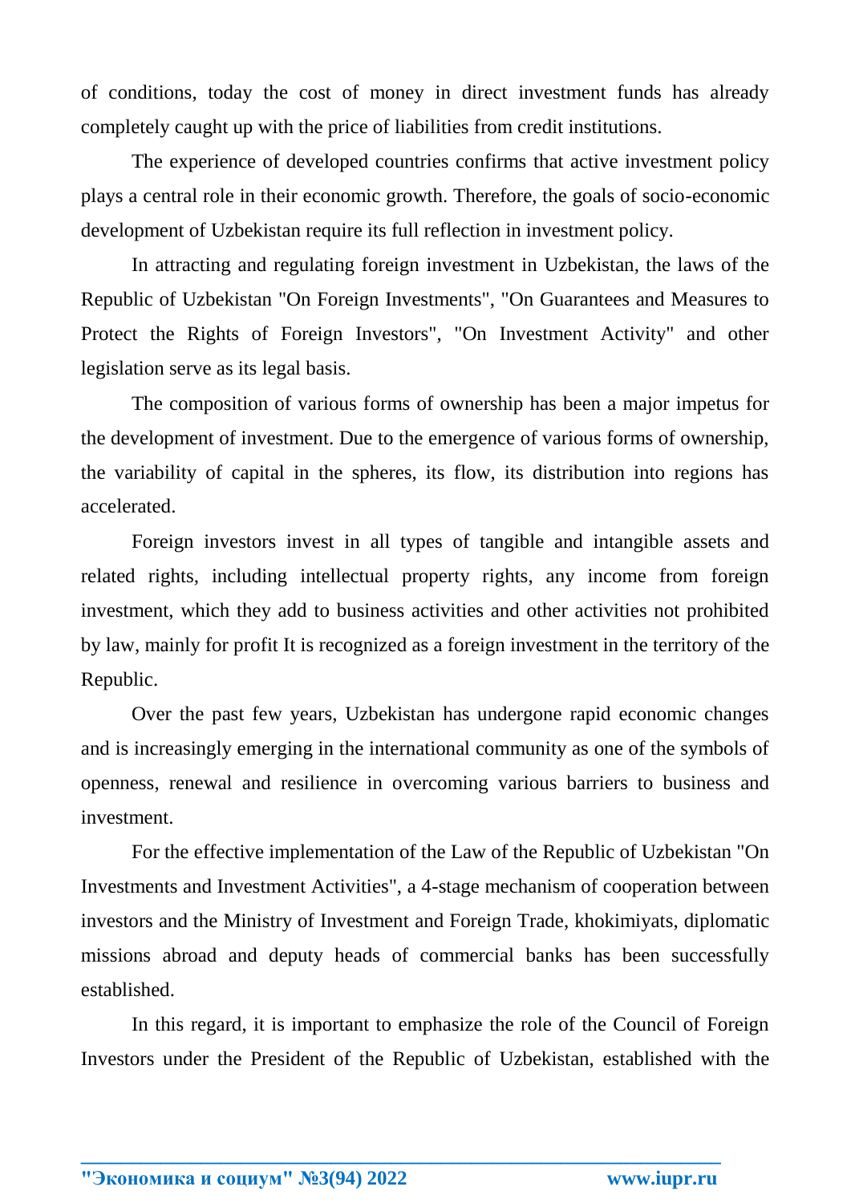of conditions, today the cost of money in direct investment funds has already completely caught up with the price of liabilities from credit institutions.

The experience of developed countries confirms that active investment policy plays a central role in their economic growth. Therefore, the goals of socio-economic development of Uzbekistan require its full reflection in investment policy.

In attracting and regulating foreign investment in Uzbekistan, the laws of the Republic of Uzbekistan "On Foreign Investments", "On Guarantees and Measures to Protect the Rights of Foreign Investors", "On Investment Activity" and other legislation serve as its legal basis.

The composition of various forms of ownership has been a major impetus for the development of investment. Due to the emergence of various forms of ownership, the variability of capital in the spheres, its flow, its distribution into regions has accelerated.

Foreign investors invest in all types of tangible and intangible assets and related rights, including intellectual property rights, any income from foreign investment, which they add to business activities and other activities not prohibited by law, mainly for profit It is recognized as a foreign investment in the territory of the Republic.

Over the past few years, Uzbekistan has undergone rapid economic changes and is increasingly emerging in the international community as one of the symbols of openness, renewal and resilience in overcoming various barriers to business and investment.

For the effective implementation of the Law of the Republic of Uzbekistan "On Investments and Investment Activities", a 4-stage mechanism of cooperation between investors and the Ministry of Investment and Foreign Trade, khokimiyats, diplomatic missions abroad and deputy heads of commercial banks has been successfully established.

In this regard, it is important to emphasize the role of the Council of Foreign Investors under the President of the Republic of Uzbekistan, established with the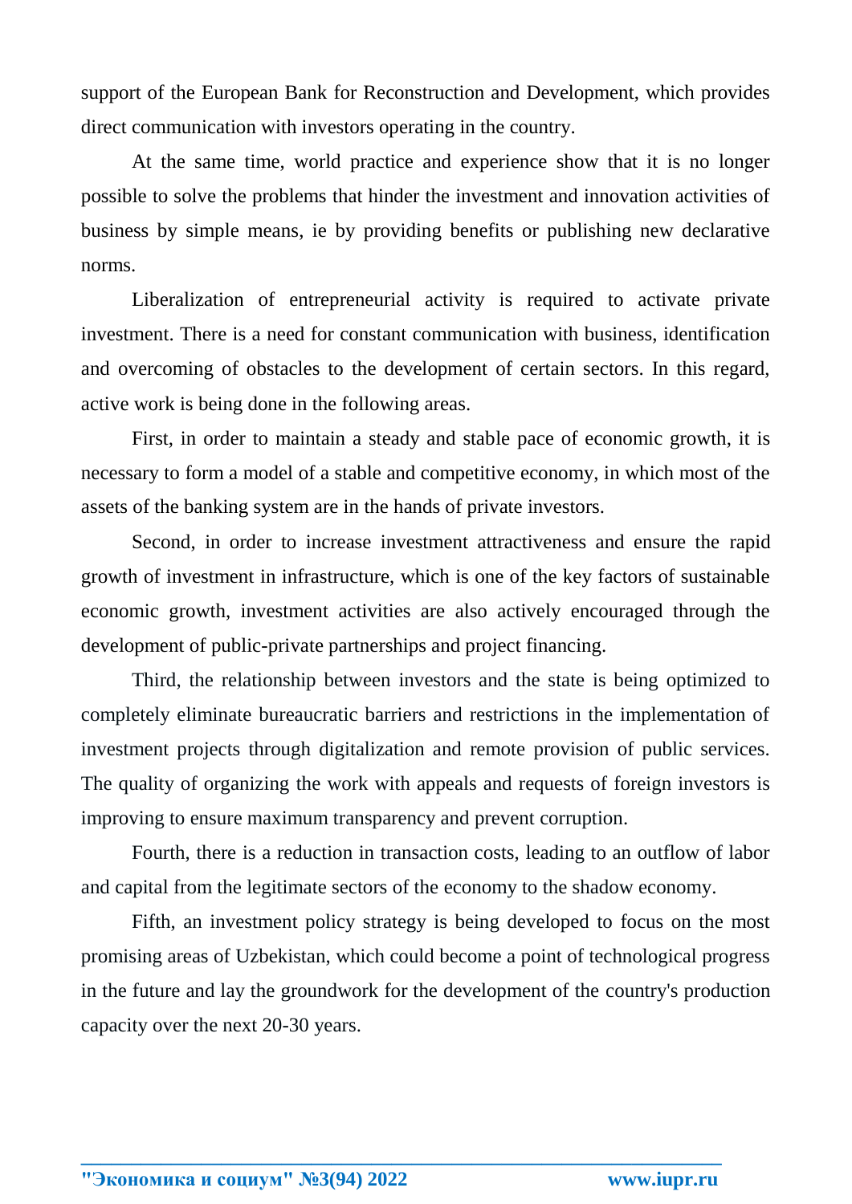support of the European Bank for Reconstruction and Development, which provides direct communication with investors operating in the country.

At the same time, world practice and experience show that it is no longer possible to solve the problems that hinder the investment and innovation activities of business by simple means, ie by providing benefits or publishing new declarative norms.

Liberalization of entrepreneurial activity is required to activate private investment. There is a need for constant communication with business, identification and overcoming of obstacles to the development of certain sectors. In this regard, active work is being done in the following areas.

First, in order to maintain a steady and stable pace of economic growth, it is necessary to form a model of a stable and competitive economy, in which most of the assets of the banking system are in the hands of private investors.

Second, in order to increase investment attractiveness and ensure the rapid growth of investment in infrastructure, which is one of the key factors of sustainable economic growth, investment activities are also actively encouraged through the development of public-private partnerships and project financing.

Third, the relationship between investors and the state is being optimized to completely eliminate bureaucratic barriers and restrictions in the implementation of investment projects through digitalization and remote provision of public services. The quality of organizing the work with appeals and requests of foreign investors is improving to ensure maximum transparency and prevent corruption.

Fourth, there is a reduction in transaction costs, leading to an outflow of labor and capital from the legitimate sectors of the economy to the shadow economy.

Fifth, an investment policy strategy is being developed to focus on the most promising areas of Uzbekistan, which could become a point of technological progress in the future and lay the groundwork for the development of the country's production capacity over the next 20-30 years.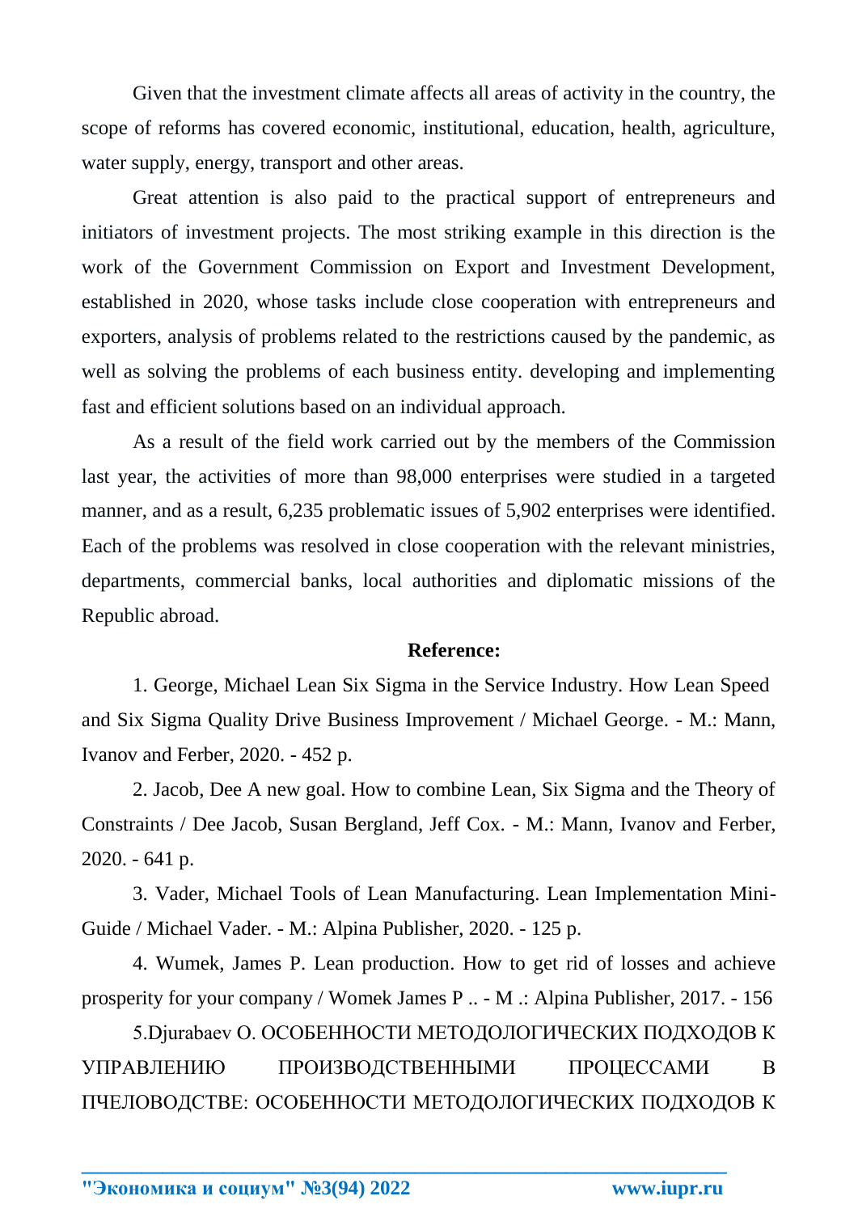Given that the investment climate affects all areas of activity in the country, the scope of reforms has covered economic, institutional, education, health, agriculture, water supply, energy, transport and other areas.

Great attention is also paid to the practical support of entrepreneurs and initiators of investment projects. The most striking example in this direction is the work of the Government Commission on Export and Investment Development, established in 2020, whose tasks include close cooperation with entrepreneurs and exporters, analysis of problems related to the restrictions caused by the pandemic, as well as solving the problems of each business entity. developing and implementing fast and efficient solutions based on an individual approach.

As a result of the field work carried out by the members of the Commission last year, the activities of more than 98,000 enterprises were studied in a targeted manner, and as a result, 6,235 problematic issues of 5,902 enterprises were identified. Each of the problems was resolved in close cooperation with the relevant ministries, departments, commercial banks, local authorities and diplomatic missions of the Republic abroad.

**Reference:**

1. George, Michael Lean Six Sigma in the Service Industry. How Lean Speed and Six Sigma Quality Drive Business Improvement / Michael George. - M.: Mann, Ivanov and Ferber, 2020. - 452 p.

2. Jacob, Dee A new goal. How to combine Lean, Six Sigma and the Theory of Constraints / Dee Jacob, Susan Bergland, Jeff Cox. - M.: Mann, Ivanov and Ferber, 2020. - 641 p.

3. Vader, Michael Tools of Lean Manufacturing. Lean Implementation Mini-Guide / Michael Vader. - M.: Alpina Publisher, 2020. - 125 p.

4. Wumek, James P. Lean production. How to get rid of losses and achieve prosperity for your company / Womek James P .. - M .: Alpina Publisher, 2017. - 156

5.Djurabaev O. ОСОБЕННОСТИ МЕТОДОЛОГИЧЕСКИХ ПОДХОДОВ К УПРАВЛЕНИЮ ПРОИЗВОДСТВЕННЫМИ ПРОЦЕССАМИ В ПЧЕЛОВОДСТВЕ: ОСОБЕННОСТИ МЕТОДОЛОГИЧЕСКИХ ПОДХОДОВ К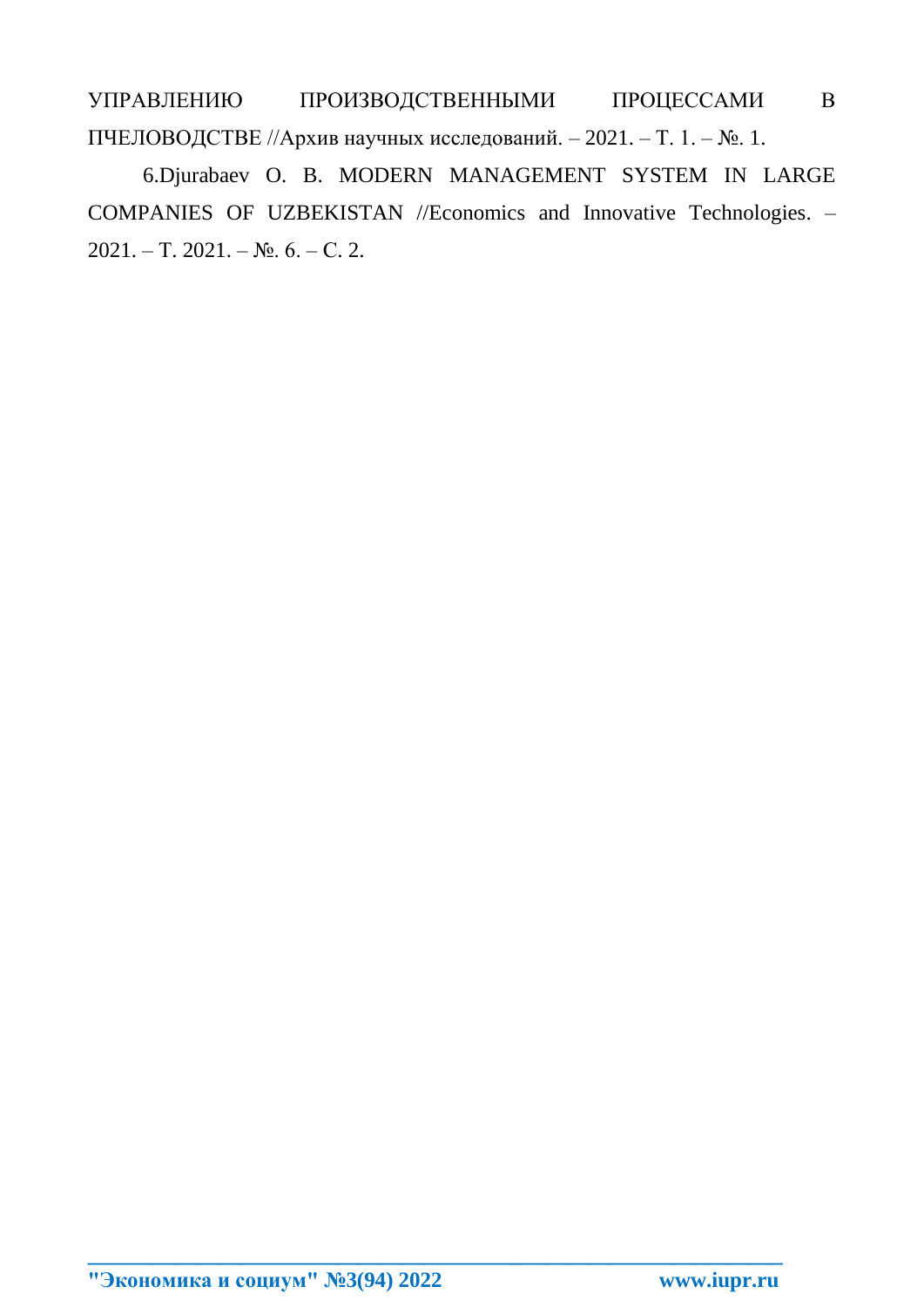УПРАВЛЕНИЮ ПРОИЗВОДСТВЕННЫМИ ПРОЦЕССАМИ В ПЧЕЛОВОДСТВЕ //Архив научных исследований. – 2021. – Т. 1. – №. 1.

6.Djurabaev O. B. MODERN MANAGEMENT SYSTEM IN LARGE COMPANIES OF UZBEKISTAN //Economics and Innovative Technologies. – 2021. – Т. 2021. – №. 6. – С. 2.